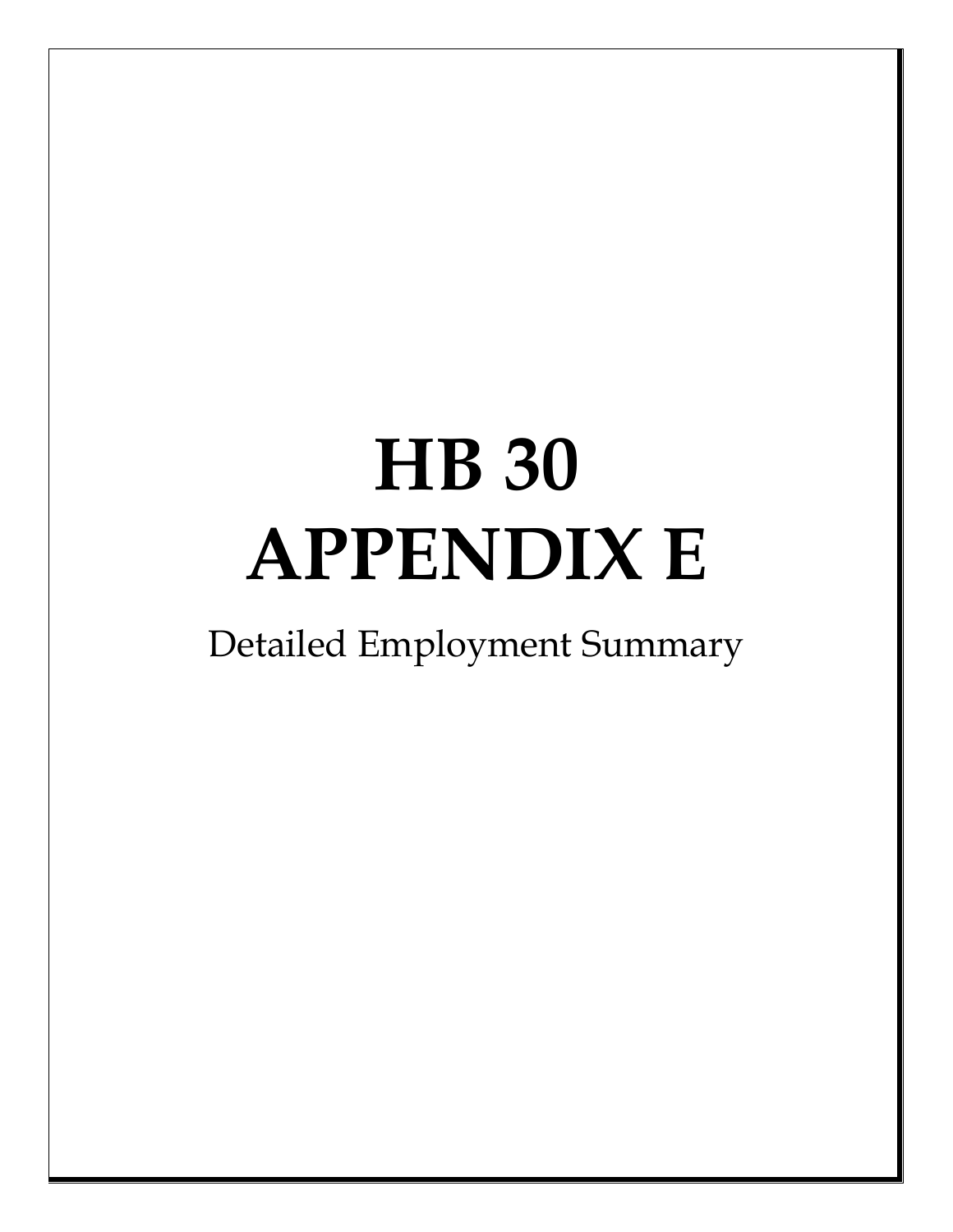# HB 30
# APPENDIX E

Detailed Employment Summary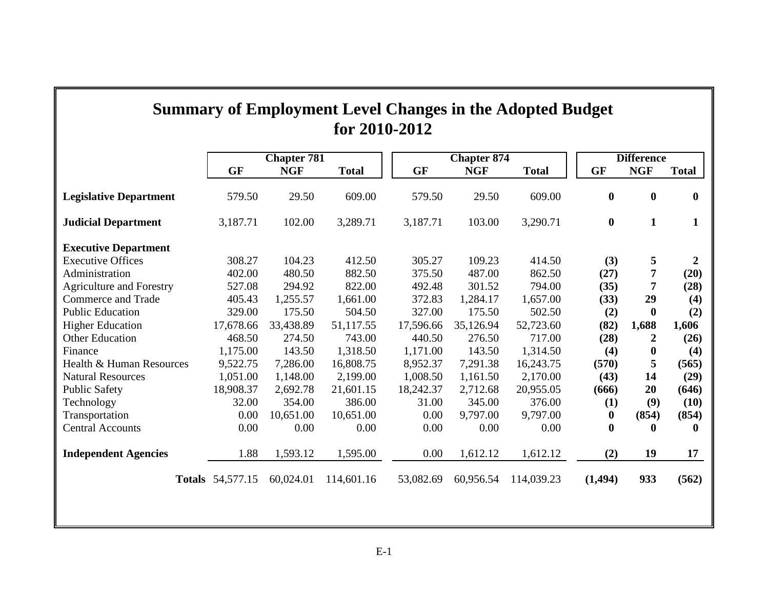# Summary of Employment Level Changes in the Adopted Budget for 2010-2012

| | Chapter 781 | | | Chapter 874 | | | Difference | | |
|---|---|---|---|---|---|---|---|---|---|
| | GF | NGF | Total | GF | NGF | Total | GF | NGF | Total |
| **Legislative Department** | 579.50 | 29.50 | 609.00 | 579.50 | 29.50 | 609.00 | **0** | **0** | **0** |
| **Judicial Department** | 3,187.71 | 102.00 | 3,289.71 | 3,187.71 | 103.00 | 3,290.71 | **0** | **1** | **1** |
| **Executive Department** | | | | | | | | | |
| Executive Offices | 308.27 | 104.23 | 412.50 | 305.27 | 109.23 | 414.50 | **(3)** | **5** | **2** |
| Administration | 402.00 | 480.50 | 882.50 | 375.50 | 487.00 | 862.50 | **(27)** | **7** | **(20)** |
| Agriculture and Forestry | 527.08 | 294.92 | 822.00 | 492.48 | 301.52 | 794.00 | **(35)** | **7** | **(28)** |
| Commerce and Trade | 405.43 | 1,255.57 | 1,661.00 | 372.83 | 1,284.17 | 1,657.00 | **(33)** | **29** | **(4)** |
| Public Education | 329.00 | 175.50 | 504.50 | 327.00 | 175.50 | 502.50 | **(2)** | **0** | **(2)** |
| Higher Education | 17,678.66 | 33,438.89 | 51,117.55 | 17,596.66 | 35,126.94 | 52,723.60 | **(82)** | **1,688** | **1,606** |
| Other Education | 468.50 | 274.50 | 743.00 | 440.50 | 276.50 | 717.00 | **(28)** | **2** | **(26)** |
| Finance | 1,175.00 | 143.50 | 1,318.50 | 1,171.00 | 143.50 | 1,314.50 | **(4)** | **0** | **(4)** |
| Health & Human Resources | 9,522.75 | 7,286.00 | 16,808.75 | 8,952.37 | 7,291.38 | 16,243.75 | **(570)** | **5** | **(565)** |
| Natural Resources | 1,051.00 | 1,148.00 | 2,199.00 | 1,008.50 | 1,161.50 | 2,170.00 | **(43)** | **14** | **(29)** |
| Public Safety | 18,908.37 | 2,692.78 | 21,601.15 | 18,242.37 | 2,712.68 | 20,955.05 | **(666)** | **20** | **(646)** |
| Technology | 32.00 | 354.00 | 386.00 | 31.00 | 345.00 | 376.00 | **(1)** | **(9)** | **(10)** |
| Transportation | 0.00 | 10,651.00 | 10,651.00 | 0.00 | 9,797.00 | 9,797.00 | **0** | **(854)** | **(854)** |
| Central Accounts | 0.00 | 0.00 | 0.00 | 0.00 | 0.00 | 0.00 | **0** | **0** | **0** |
| **Independent Agencies** | 1.88 | 1,593.12 | 1,595.00 | 0.00 | 1,612.12 | 1,612.12 | **(2)** | **19** | **17** |
| **Totals** | 54,577.15 | 60,024.01 | 114,601.16 | 53,082.69 | 60,956.54 | 114,039.23 | **(1,494)** | **933** | **(562)** |